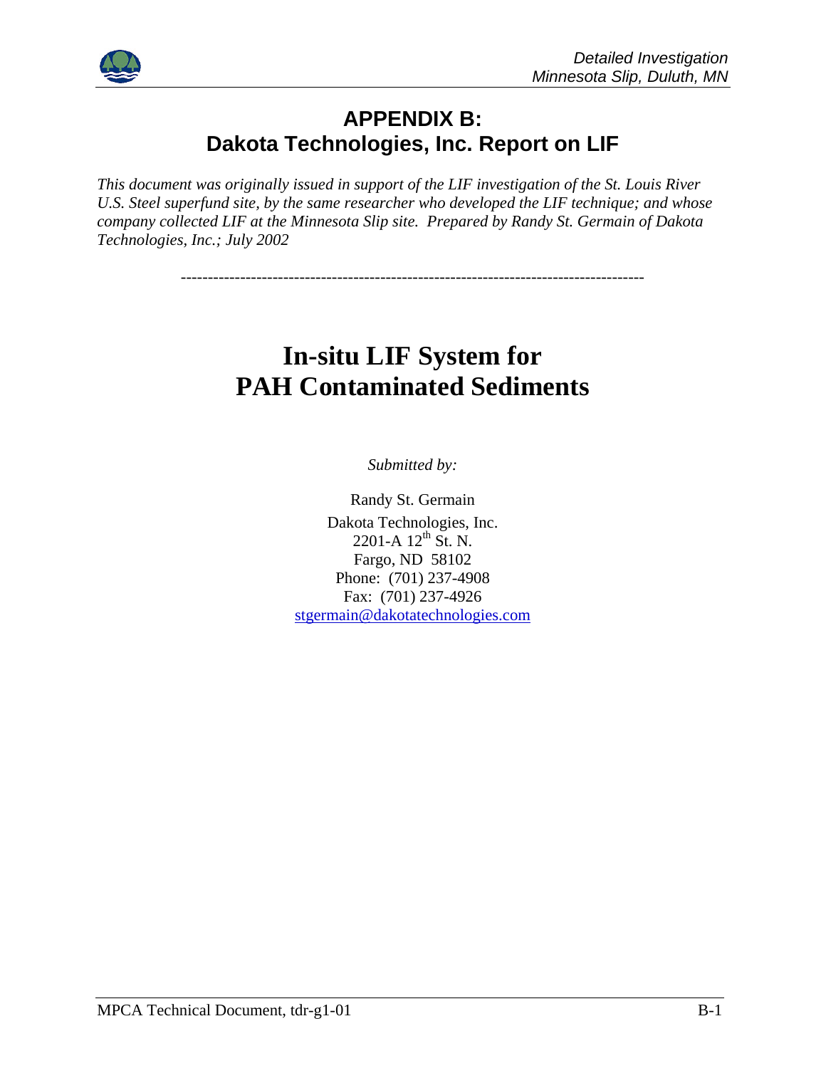## APPENDIX B: Dakota Technologies, Inc. Report on LIF

*This document was originally issued in support of the LIF investigation of the St. Louis River U.S. Steel superfund site, by the same researcher who developed the LIF technique; and whose company collected LIF at the Minnesota Slip site. Prepared by Randy St. Germain of Dakota Technologies, Inc.; July 2002*

---

# In-situ LIF System for PAH Contaminated Sediments

*Submitted by:*

Randy St. Germain

Dakota Technologies, Inc.
2201-A 12th St. N.
Fargo, ND 58102
Phone: (701) 237-4908
Fax: (701) 237-4926
stgermain@dakotatechnologies.com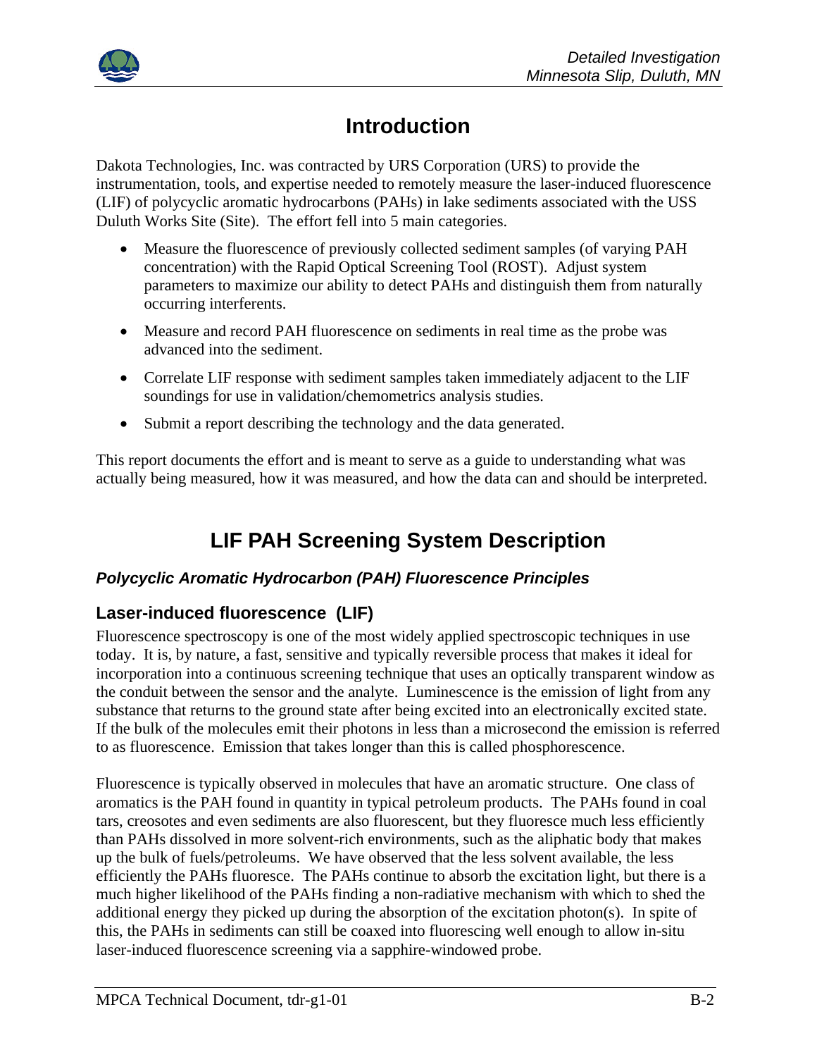# Introduction

Dakota Technologies, Inc. was contracted by URS Corporation (URS) to provide the instrumentation, tools, and expertise needed to remotely measure the laser-induced fluorescence (LIF) of polycyclic aromatic hydrocarbons (PAHs) in lake sediments associated with the USS Duluth Works Site (Site). The effort fell into 5 main categories.

- Measure the fluorescence of previously collected sediment samples (of varying PAH concentration) with the Rapid Optical Screening Tool (ROST). Adjust system parameters to maximize our ability to detect PAHs and distinguish them from naturally occurring interferents.
- Measure and record PAH fluorescence on sediments in real time as the probe was advanced into the sediment.
- Correlate LIF response with sediment samples taken immediately adjacent to the LIF soundings for use in validation/chemometrics analysis studies.
- Submit a report describing the technology and the data generated.

This report documents the effort and is meant to serve as a guide to understanding what was actually being measured, how it was measured, and how the data can and should be interpreted.

# LIF PAH Screening System Description

### *Polycyclic Aromatic Hydrocarbon (PAH) Fluorescence Principles*

## Laser-induced fluorescence (LIF)

Fluorescence spectroscopy is one of the most widely applied spectroscopic techniques in use today. It is, by nature, a fast, sensitive and typically reversible process that makes it ideal for incorporation into a continuous screening technique that uses an optically transparent window as the conduit between the sensor and the analyte. Luminescence is the emission of light from any substance that returns to the ground state after being excited into an electronically excited state. If the bulk of the molecules emit their photons in less than a microsecond the emission is referred to as fluorescence. Emission that takes longer than this is called phosphorescence.

Fluorescence is typically observed in molecules that have an aromatic structure. One class of aromatics is the PAH found in quantity in typical petroleum products. The PAHs found in coal tars, creosotes and even sediments are also fluorescent, but they fluoresce much less efficiently than PAHs dissolved in more solvent-rich environments, such as the aliphatic body that makes up the bulk of fuels/petroleums. We have observed that the less solvent available, the less efficiently the PAHs fluoresce. The PAHs continue to absorb the excitation light, but there is a much higher likelihood of the PAHs finding a non-radiative mechanism with which to shed the additional energy they picked up during the absorption of the excitation photon(s). In spite of this, the PAHs in sediments can still be coaxed into fluorescing well enough to allow in-situ laser-induced fluorescence screening via a sapphire-windowed probe.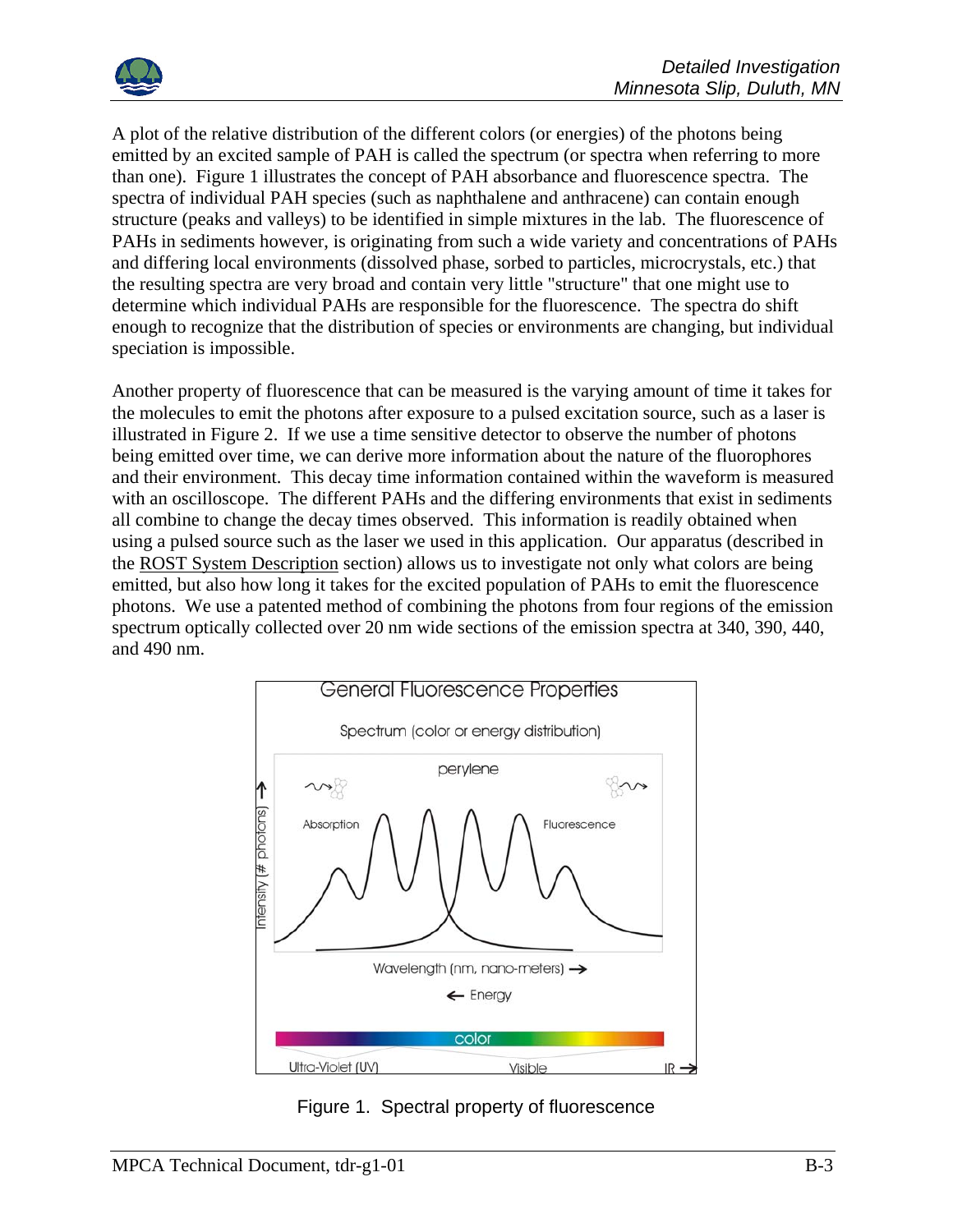A plot of the relative distribution of the different colors (or energies) of the photons being emitted by an excited sample of PAH is called the spectrum (or spectra when referring to more than one). Figure 1 illustrates the concept of PAH absorbance and fluorescence spectra. The spectra of individual PAH species (such as naphthalene and anthracene) can contain enough structure (peaks and valleys) to be identified in simple mixtures in the lab. The fluorescence of PAHs in sediments however, is originating from such a wide variety and concentrations of PAHs and differing local environments (dissolved phase, sorbed to particles, microcrystals, etc.) that the resulting spectra are very broad and contain very little "structure" that one might use to determine which individual PAHs are responsible for the fluorescence. The spectra do shift enough to recognize that the distribution of species or environments are changing, but individual speciation is impossible.

Another property of fluorescence that can be measured is the varying amount of time it takes for the molecules to emit the photons after exposure to a pulsed excitation source, such as a laser is illustrated in Figure 2. If we use a time sensitive detector to observe the number of photons being emitted over time, we can derive more information about the nature of the fluorophores and their environment. This decay time information contained within the waveform is measured with an oscilloscope. The different PAHs and the differing environments that exist in sediments all combine to change the decay times observed. This information is readily obtained when using a pulsed source such as the laser we used in this application. Our apparatus (described in the ROST System Description section) allows us to investigate not only what colors are being emitted, but also how long it takes for the excited population of PAHs to emit the fluorescence photons. We use a patented method of combining the photons from four regions of the emission spectrum optically collected over 20 nm wide sections of the emission spectra at 340, 390, 440, and 490 nm.

Figure 1. Spectral property of fluorescence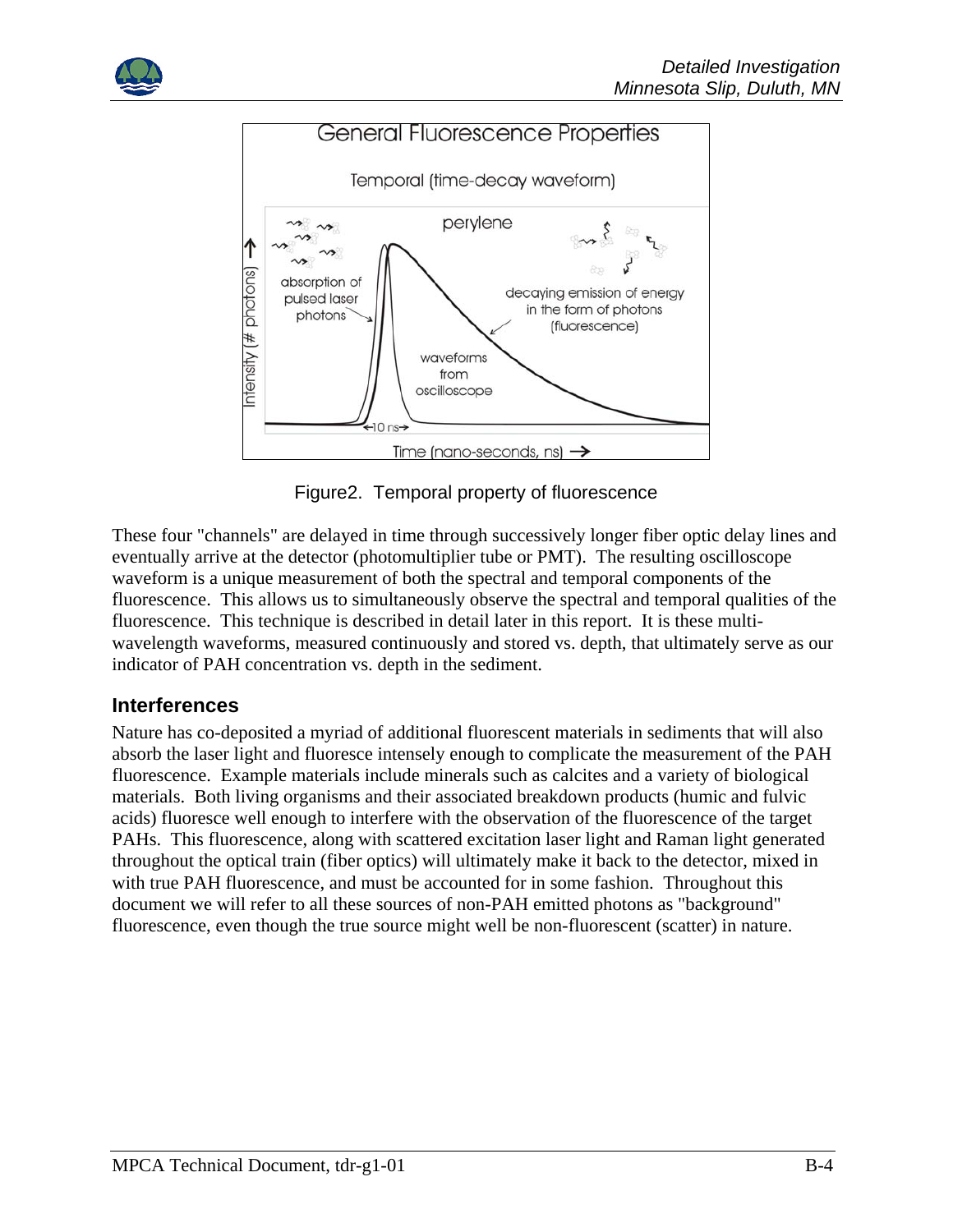Figure2. Temporal property of fluorescence

These four "channels" are delayed in time through successively longer fiber optic delay lines and eventually arrive at the detector (photomultiplier tube or PMT). The resulting oscilloscope waveform is a unique measurement of both the spectral and temporal components of the fluorescence. This allows us to simultaneously observe the spectral and temporal qualities of the fluorescence. This technique is described in detail later in this report. It is these multi-wavelength waveforms, measured continuously and stored vs. depth, that ultimately serve as our indicator of PAH concentration vs. depth in the sediment.

## Interferences

Nature has co-deposited a myriad of additional fluorescent materials in sediments that will also absorb the laser light and fluoresce intensely enough to complicate the measurement of the PAH fluorescence. Example materials include minerals such as calcites and a variety of biological materials. Both living organisms and their associated breakdown products (humic and fulvic acids) fluoresce well enough to interfere with the observation of the fluorescence of the target PAHs. This fluorescence, along with scattered excitation laser light and Raman light generated throughout the optical train (fiber optics) will ultimately make it back to the detector, mixed in with true PAH fluorescence, and must be accounted for in some fashion. Throughout this document we will refer to all these sources of non-PAH emitted photons as "background" fluorescence, even though the true source might well be non-fluorescent (scatter) in nature.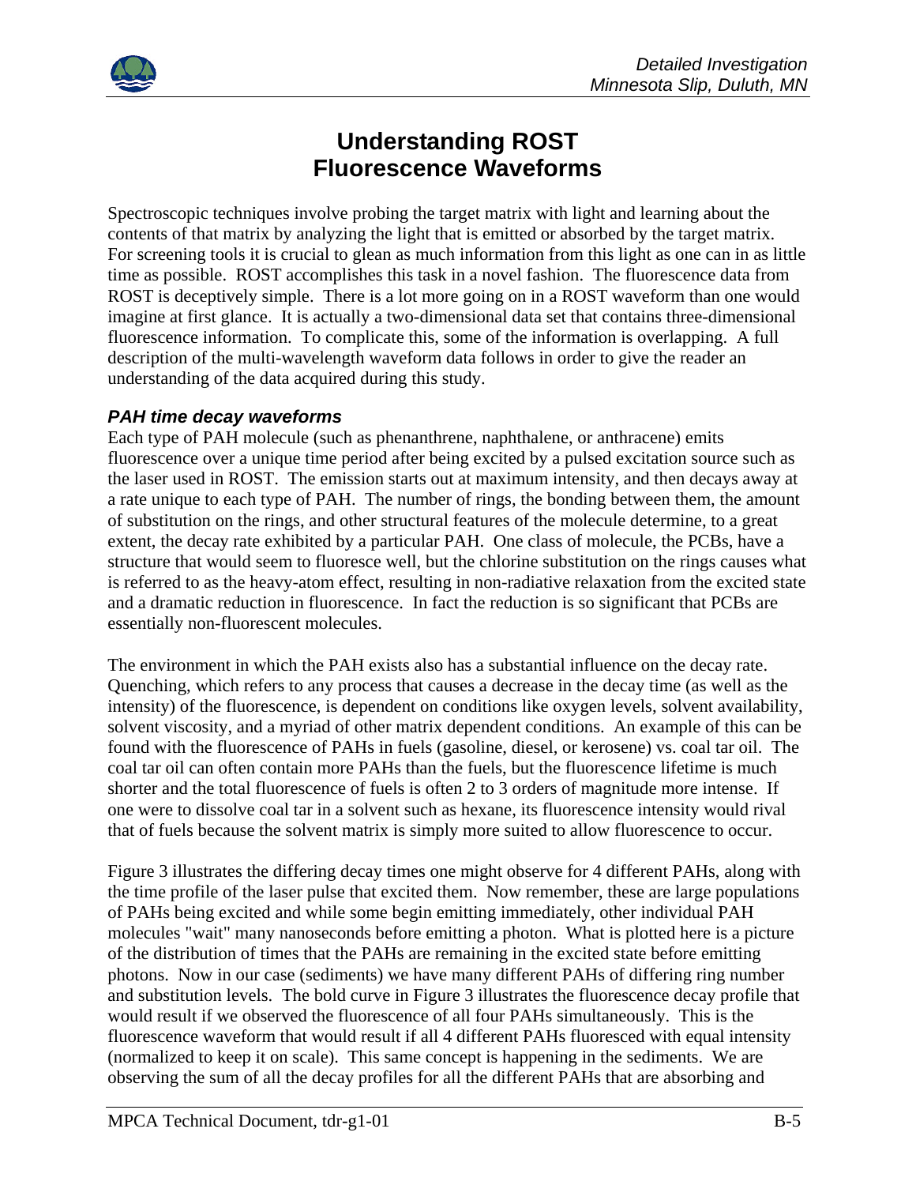# Understanding ROST Fluorescence Waveforms

Spectroscopic techniques involve probing the target matrix with light and learning about the contents of that matrix by analyzing the light that is emitted or absorbed by the target matrix. For screening tools it is crucial to glean as much information from this light as one can in as little time as possible. ROST accomplishes this task in a novel fashion. The fluorescence data from ROST is deceptively simple. There is a lot more going on in a ROST waveform than one would imagine at first glance. It is actually a two-dimensional data set that contains three-dimensional fluorescence information. To complicate this, some of the information is overlapping. A full description of the multi-wavelength waveform data follows in order to give the reader an understanding of the data acquired during this study.

### *PAH time decay waveforms*

Each type of PAH molecule (such as phenanthrene, naphthalene, or anthracene) emits fluorescence over a unique time period after being excited by a pulsed excitation source such as the laser used in ROST. The emission starts out at maximum intensity, and then decays away at a rate unique to each type of PAH. The number of rings, the bonding between them, the amount of substitution on the rings, and other structural features of the molecule determine, to a great extent, the decay rate exhibited by a particular PAH. One class of molecule, the PCBs, have a structure that would seem to fluoresce well, but the chlorine substitution on the rings causes what is referred to as the heavy-atom effect, resulting in non-radiative relaxation from the excited state and a dramatic reduction in fluorescence. In fact the reduction is so significant that PCBs are essentially non-fluorescent molecules.

The environment in which the PAH exists also has a substantial influence on the decay rate. Quenching, which refers to any process that causes a decrease in the decay time (as well as the intensity) of the fluorescence, is dependent on conditions like oxygen levels, solvent availability, solvent viscosity, and a myriad of other matrix dependent conditions. An example of this can be found with the fluorescence of PAHs in fuels (gasoline, diesel, or kerosene) vs. coal tar oil. The coal tar oil can often contain more PAHs than the fuels, but the fluorescence lifetime is much shorter and the total fluorescence of fuels is often 2 to 3 orders of magnitude more intense. If one were to dissolve coal tar in a solvent such as hexane, its fluorescence intensity would rival that of fuels because the solvent matrix is simply more suited to allow fluorescence to occur.

Figure 3 illustrates the differing decay times one might observe for 4 different PAHs, along with the time profile of the laser pulse that excited them. Now remember, these are large populations of PAHs being excited and while some begin emitting immediately, other individual PAH molecules "wait" many nanoseconds before emitting a photon. What is plotted here is a picture of the distribution of times that the PAHs are remaining in the excited state before emitting photons. Now in our case (sediments) we have many different PAHs of differing ring number and substitution levels. The bold curve in Figure 3 illustrates the fluorescence decay profile that would result if we observed the fluorescence of all four PAHs simultaneously. This is the fluorescence waveform that would result if all 4 different PAHs fluoresced with equal intensity (normalized to keep it on scale). This same concept is happening in the sediments. We are observing the sum of all the decay profiles for all the different PAHs that are absorbing and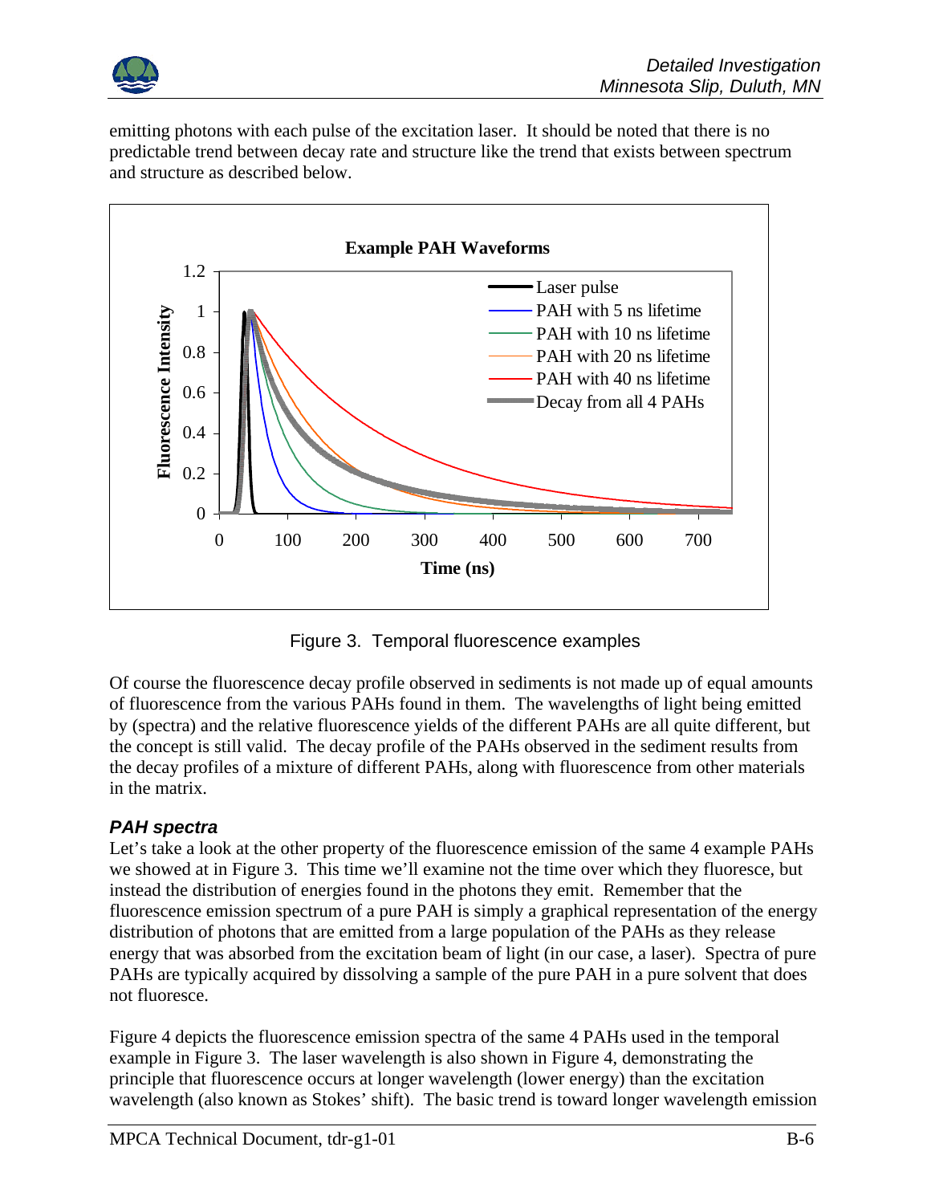emitting photons with each pulse of the excitation laser. It should be noted that there is no predictable trend between decay rate and structure like the trend that exists between spectrum and structure as described below.

Figure 3. Temporal fluorescence examples

Of course the fluorescence decay profile observed in sediments is not made up of equal amounts of fluorescence from the various PAHs found in them. The wavelengths of light being emitted by (spectra) and the relative fluorescence yields of the different PAHs are all quite different, but the concept is still valid. The decay profile of the PAHs observed in the sediment results from the decay profiles of a mixture of different PAHs, along with fluorescence from other materials in the matrix.

### *PAH spectra*

Let's take a look at the other property of the fluorescence emission of the same 4 example PAHs we showed at in Figure 3. This time we'll examine not the time over which they fluoresce, but instead the distribution of energies found in the photons they emit. Remember that the fluorescence emission spectrum of a pure PAH is simply a graphical representation of the energy distribution of photons that are emitted from a large population of the PAHs as they release energy that was absorbed from the excitation beam of light (in our case, a laser). Spectra of pure PAHs are typically acquired by dissolving a sample of the pure PAH in a pure solvent that does not fluoresce.

Figure 4 depicts the fluorescence emission spectra of the same 4 PAHs used in the temporal example in Figure 3. The laser wavelength is also shown in Figure 4, demonstrating the principle that fluorescence occurs at longer wavelength (lower energy) than the excitation wavelength (also known as Stokes' shift). The basic trend is toward longer wavelength emission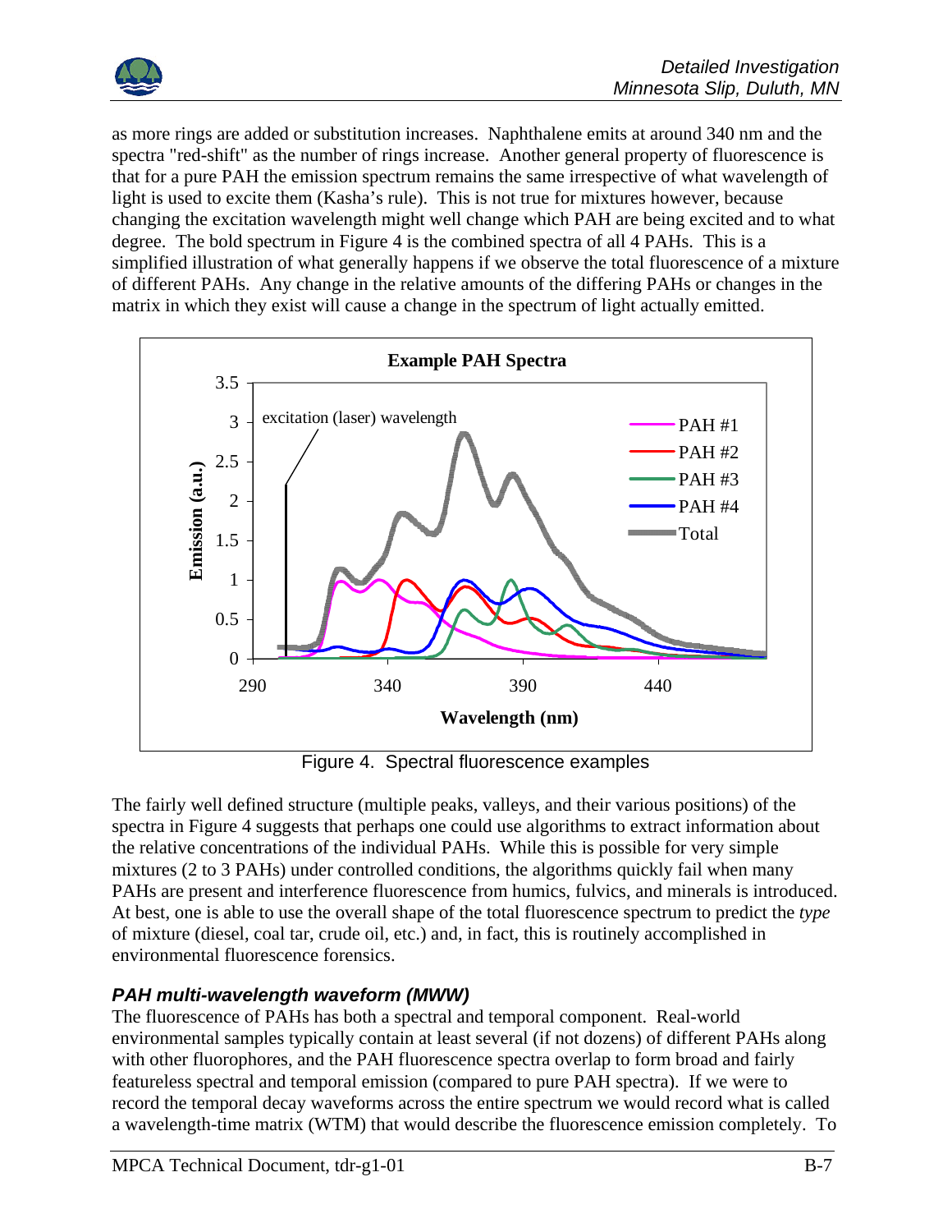as more rings are added or substitution increases. Naphthalene emits at around 340 nm and the spectra "red-shift" as the number of rings increase. Another general property of fluorescence is that for a pure PAH the emission spectrum remains the same irrespective of what wavelength of light is used to excite them (Kasha's rule). This is not true for mixtures however, because changing the excitation wavelength might well change which PAH are being excited and to what degree. The bold spectrum in Figure 4 is the combined spectra of all 4 PAHs. This is a simplified illustration of what generally happens if we observe the total fluorescence of a mixture of different PAHs. Any change in the relative amounts of the differing PAHs or changes in the matrix in which they exist will cause a change in the spectrum of light actually emitted.

Figure 4. Spectral fluorescence examples

The fairly well defined structure (multiple peaks, valleys, and their various positions) of the spectra in Figure 4 suggests that perhaps one could use algorithms to extract information about the relative concentrations of the individual PAHs. While this is possible for very simple mixtures (2 to 3 PAHs) under controlled conditions, the algorithms quickly fail when many PAHs are present and interference fluorescence from humics, fulvics, and minerals is introduced. At best, one is able to use the overall shape of the total fluorescence spectrum to predict the *type* of mixture (diesel, coal tar, crude oil, etc.) and, in fact, this is routinely accomplished in environmental fluorescence forensics.

### *PAH multi-wavelength waveform (MWW)*

The fluorescence of PAHs has both a spectral and temporal component. Real-world environmental samples typically contain at least several (if not dozens) of different PAHs along with other fluorophores, and the PAH fluorescence spectra overlap to form broad and fairly featureless spectral and temporal emission (compared to pure PAH spectra). If we were to record the temporal decay waveforms across the entire spectrum we would record what is called a wavelength-time matrix (WTM) that would describe the fluorescence emission completely. To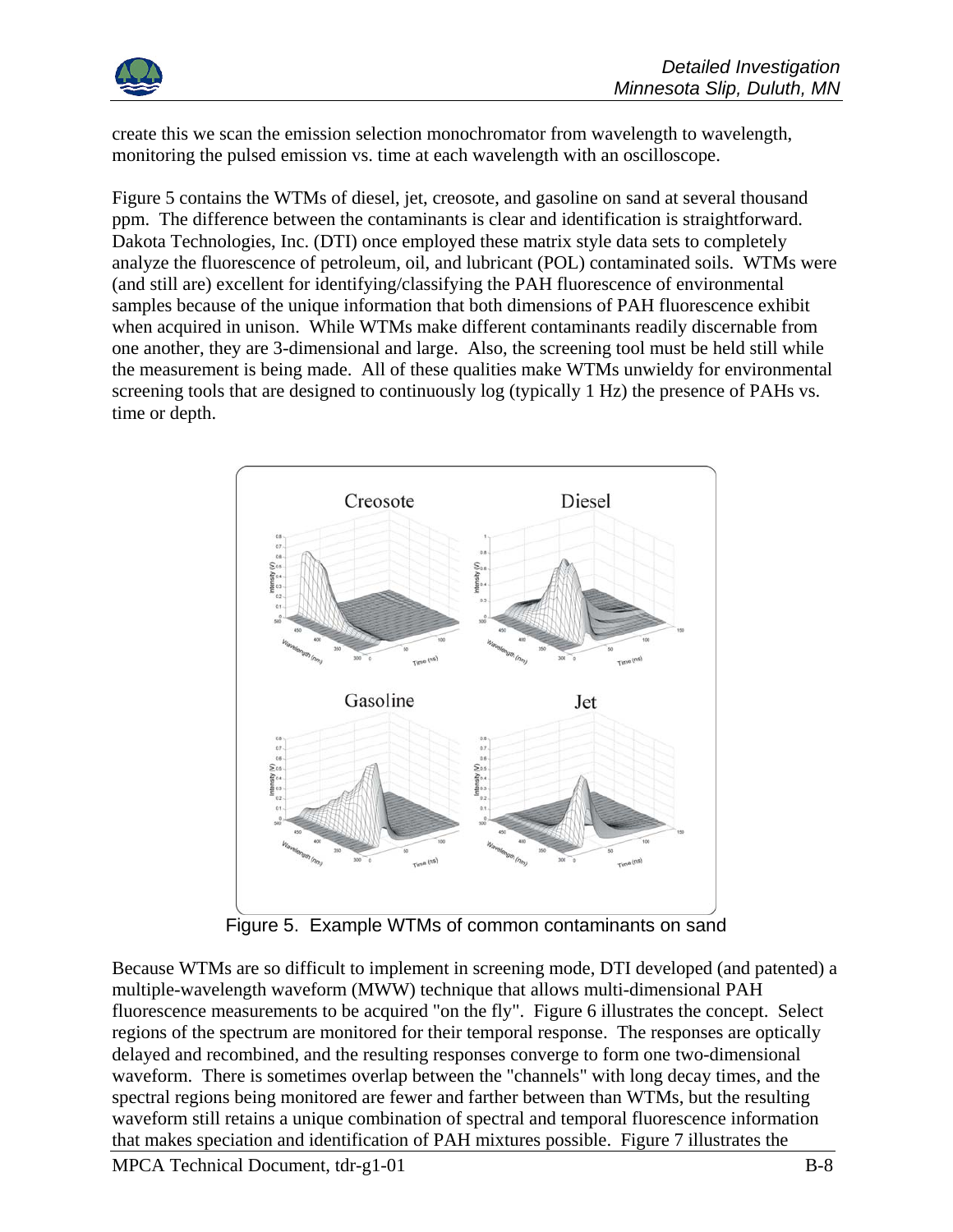create this we scan the emission selection monochromator from wavelength to wavelength, monitoring the pulsed emission vs. time at each wavelength with an oscilloscope.

Figure 5 contains the WTMs of diesel, jet, creosote, and gasoline on sand at several thousand ppm. The difference between the contaminants is clear and identification is straightforward. Dakota Technologies, Inc. (DTI) once employed these matrix style data sets to completely analyze the fluorescence of petroleum, oil, and lubricant (POL) contaminated soils. WTMs were (and still are) excellent for identifying/classifying the PAH fluorescence of environmental samples because of the unique information that both dimensions of PAH fluorescence exhibit when acquired in unison. While WTMs make different contaminants readily discernable from one another, they are 3-dimensional and large. Also, the screening tool must be held still while the measurement is being made. All of these qualities make WTMs unwieldy for environmental screening tools that are designed to continuously log (typically 1 Hz) the presence of PAHs vs. time or depth.

Figure 5. Example WTMs of common contaminants on sand

Because WTMs are so difficult to implement in screening mode, DTI developed (and patented) a multiple-wavelength waveform (MWW) technique that allows multi-dimensional PAH fluorescence measurements to be acquired "on the fly". Figure 6 illustrates the concept. Select regions of the spectrum are monitored for their temporal response. The responses are optically delayed and recombined, and the resulting responses converge to form one two-dimensional waveform. There is sometimes overlap between the "channels" with long decay times, and the spectral regions being monitored are fewer and farther between than WTMs, but the resulting waveform still retains a unique combination of spectral and temporal fluorescence information that makes speciation and identification of PAH mixtures possible. Figure 7 illustrates the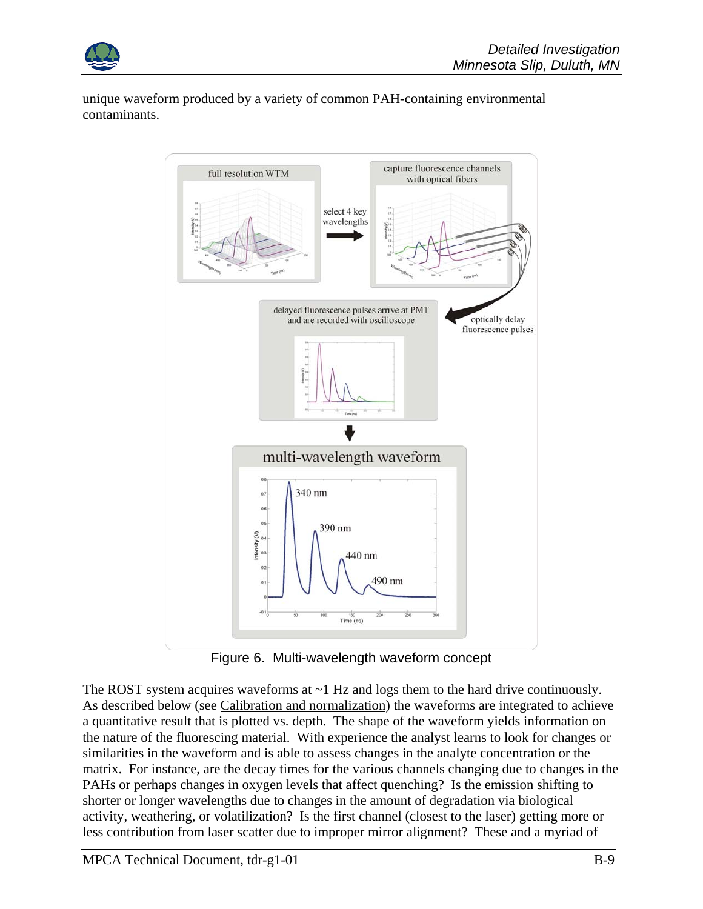unique waveform produced by a variety of common PAH-containing environmental contaminants.

Figure 6. Multi-wavelength waveform concept

The ROST system acquires waveforms at ~1 Hz and logs them to the hard drive continuously. As described below (see Calibration and normalization) the waveforms are integrated to achieve a quantitative result that is plotted vs. depth. The shape of the waveform yields information on the nature of the fluorescing material. With experience the analyst learns to look for changes or similarities in the waveform and is able to assess changes in the analyte concentration or the matrix. For instance, are the decay times for the various channels changing due to changes in the PAHs or perhaps changes in oxygen levels that affect quenching? Is the emission shifting to shorter or longer wavelengths due to changes in the amount of degradation via biological activity, weathering, or volatilization? Is the first channel (closest to the laser) getting more or less contribution from laser scatter due to improper mirror alignment? These and a myriad of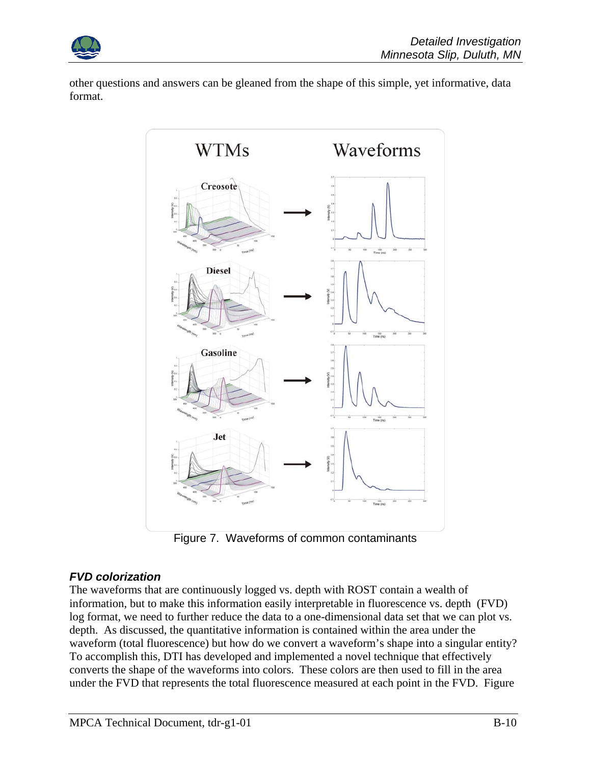other questions and answers can be gleaned from the shape of this simple, yet informative, data format.

Figure 7. Waveforms of common contaminants

### *FVD colorization*

The waveforms that are continuously logged vs. depth with ROST contain a wealth of information, but to make this information easily interpretable in fluorescence vs. depth (FVD) log format, we need to further reduce the data to a one-dimensional data set that we can plot vs. depth. As discussed, the quantitative information is contained within the area under the waveform (total fluorescence) but how do we convert a waveform's shape into a singular entity? To accomplish this, DTI has developed and implemented a novel technique that effectively converts the shape of the waveforms into colors. These colors are then used to fill in the area under the FVD that represents the total fluorescence measured at each point in the FVD. Figure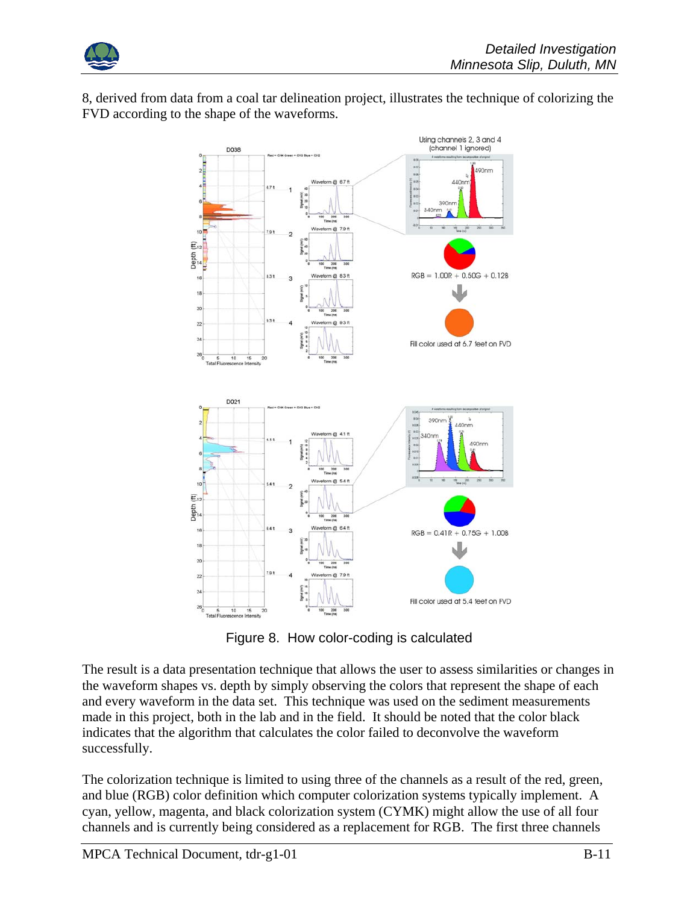8, derived from data from a coal tar delineation project, illustrates the technique of colorizing the FVD according to the shape of the waveforms.

Figure 8. How color-coding is calculated

The result is a data presentation technique that allows the user to assess similarities or changes in the waveform shapes vs. depth by simply observing the colors that represent the shape of each and every waveform in the data set. This technique was used on the sediment measurements made in this project, both in the lab and in the field. It should be noted that the color black indicates that the algorithm that calculates the color failed to deconvolve the waveform successfully.

The colorization technique is limited to using three of the channels as a result of the red, green, and blue (RGB) color definition which computer colorization systems typically implement. A cyan, yellow, magenta, and black colorization system (CYMK) might allow the use of all four channels and is currently being considered as a replacement for RGB. The first three channels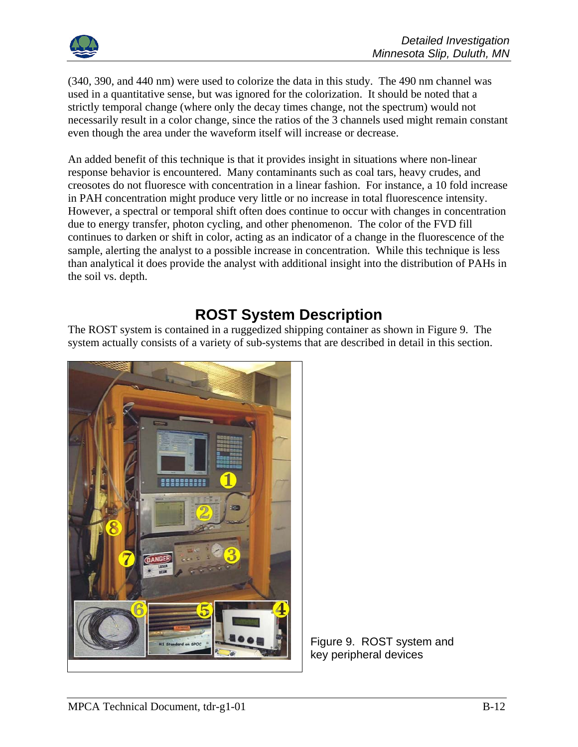(340, 390, and 440 nm) were used to colorize the data in this study. The 490 nm channel was used in a quantitative sense, but was ignored for the colorization. It should be noted that a strictly temporal change (where only the decay times change, not the spectrum) would not necessarily result in a color change, since the ratios of the 3 channels used might remain constant even though the area under the waveform itself will increase or decrease.

An added benefit of this technique is that it provides insight in situations where non-linear response behavior is encountered. Many contaminants such as coal tars, heavy crudes, and creosotes do not fluoresce with concentration in a linear fashion. For instance, a 10 fold increase in PAH concentration might produce very little or no increase in total fluorescence intensity. However, a spectral or temporal shift often does continue to occur with changes in concentration due to energy transfer, photon cycling, and other phenomenon. The color of the FVD fill continues to darken or shift in color, acting as an indicator of a change in the fluorescence of the sample, alerting the analyst to a possible increase in concentration. While this technique is less than analytical it does provide the analyst with additional insight into the distribution of PAHs in the soil vs. depth.

## ROST System Description

The ROST system is contained in a ruggedized shipping container as shown in Figure 9. The system actually consists of a variety of sub-systems that are described in detail in this section.

Figure 9. ROST system and key peripheral devices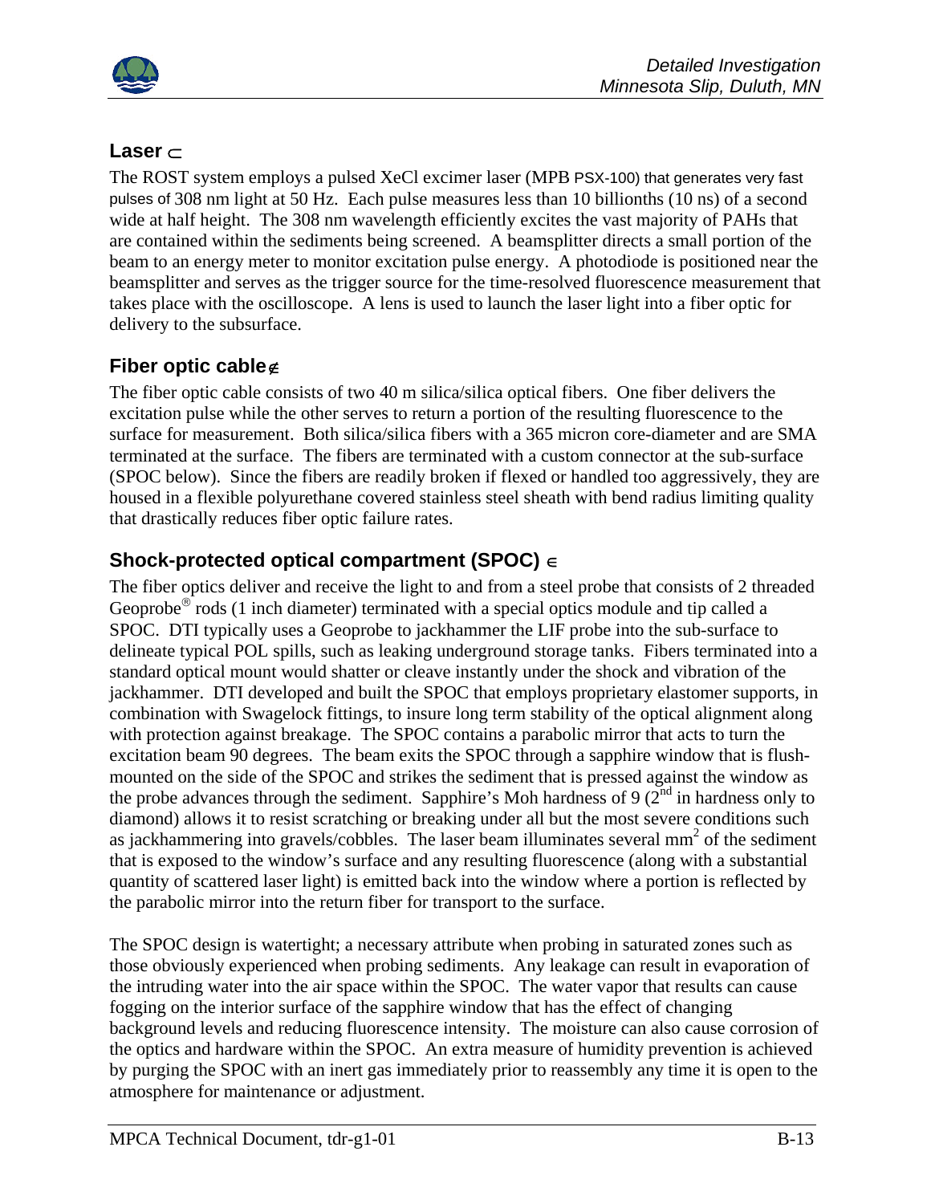## Laser ⊂

The ROST system employs a pulsed XeCl excimer laser (MPB PSX-100) that generates very fast pulses of 308 nm light at 50 Hz. Each pulse measures less than 10 billionths (10 ns) of a second wide at half height. The 308 nm wavelength efficiently excites the vast majority of PAHs that are contained within the sediments being screened. A beamsplitter directs a small portion of the beam to an energy meter to monitor excitation pulse energy. A photodiode is positioned near the beamsplitter and serves as the trigger source for the time-resolved fluorescence measurement that takes place with the oscilloscope. A lens is used to launch the laser light into a fiber optic for delivery to the subsurface.

## Fiber optic cable∉

The fiber optic cable consists of two 40 m silica/silica optical fibers. One fiber delivers the excitation pulse while the other serves to return a portion of the resulting fluorescence to the surface for measurement. Both silica/silica fibers with a 365 micron core-diameter and are SMA terminated at the surface. The fibers are terminated with a custom connector at the sub-surface (SPOC below). Since the fibers are readily broken if flexed or handled too aggressively, they are housed in a flexible polyurethane covered stainless steel sheath with bend radius limiting quality that drastically reduces fiber optic failure rates.

## Shock-protected optical compartment (SPOC) ∈

The fiber optics deliver and receive the light to and from a steel probe that consists of 2 threaded Geoprobe® rods (1 inch diameter) terminated with a special optics module and tip called a SPOC. DTI typically uses a Geoprobe to jackhammer the LIF probe into the sub-surface to delineate typical POL spills, such as leaking underground storage tanks. Fibers terminated into a standard optical mount would shatter or cleave instantly under the shock and vibration of the jackhammer. DTI developed and built the SPOC that employs proprietary elastomer supports, in combination with Swagelock fittings, to insure long term stability of the optical alignment along with protection against breakage. The SPOC contains a parabolic mirror that acts to turn the excitation beam 90 degrees. The beam exits the SPOC through a sapphire window that is flush-mounted on the side of the SPOC and strikes the sediment that is pressed against the window as the probe advances through the sediment. Sapphire's Moh hardness of 9 (2nd in hardness only to diamond) allows it to resist scratching or breaking under all but the most severe conditions such as jackhammering into gravels/cobbles. The laser beam illuminates several $mm^2$ of the sediment that is exposed to the window's surface and any resulting fluorescence (along with a substantial quantity of scattered laser light) is emitted back into the window where a portion is reflected by the parabolic mirror into the return fiber for transport to the surface.

The SPOC design is watertight; a necessary attribute when probing in saturated zones such as those obviously experienced when probing sediments. Any leakage can result in evaporation of the intruding water into the air space within the SPOC. The water vapor that results can cause fogging on the interior surface of the sapphire window that has the effect of changing background levels and reducing fluorescence intensity. The moisture can also cause corrosion of the optics and hardware within the SPOC. An extra measure of humidity prevention is achieved by purging the SPOC with an inert gas immediately prior to reassembly any time it is open to the atmosphere for maintenance or adjustment.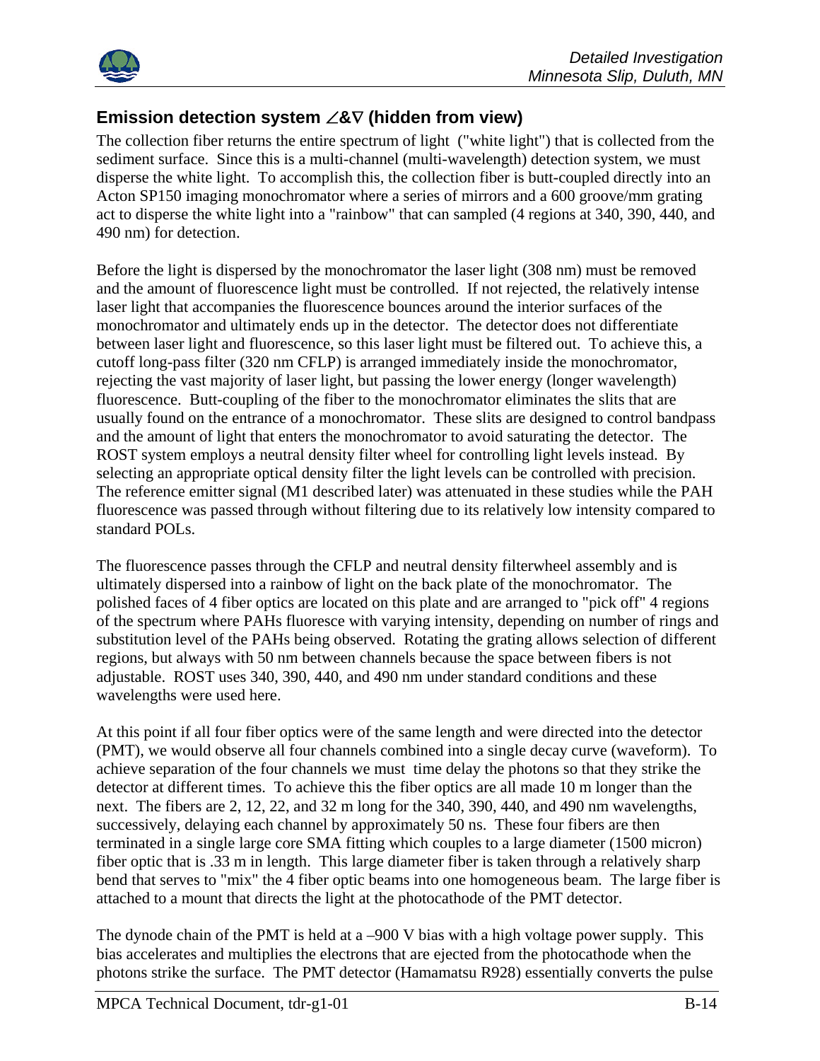## Emission detection system ∠&∇ (hidden from view)

The collection fiber returns the entire spectrum of light ("white light") that is collected from the sediment surface. Since this is a multi-channel (multi-wavelength) detection system, we must disperse the white light. To accomplish this, the collection fiber is butt-coupled directly into an Acton SP150 imaging monochromator where a series of mirrors and a 600 groove/mm grating act to disperse the white light into a "rainbow" that can sampled (4 regions at 340, 390, 440, and 490 nm) for detection.

Before the light is dispersed by the monochromator the laser light (308 nm) must be removed and the amount of fluorescence light must be controlled. If not rejected, the relatively intense laser light that accompanies the fluorescence bounces around the interior surfaces of the monochromator and ultimately ends up in the detector. The detector does not differentiate between laser light and fluorescence, so this laser light must be filtered out. To achieve this, a cutoff long-pass filter (320 nm CFLP) is arranged immediately inside the monochromator, rejecting the vast majority of laser light, but passing the lower energy (longer wavelength) fluorescence. Butt-coupling of the fiber to the monochromator eliminates the slits that are usually found on the entrance of a monochromator. These slits are designed to control bandpass and the amount of light that enters the monochromator to avoid saturating the detector. The ROST system employs a neutral density filter wheel for controlling light levels instead. By selecting an appropriate optical density filter the light levels can be controlled with precision. The reference emitter signal (M1 described later) was attenuated in these studies while the PAH fluorescence was passed through without filtering due to its relatively low intensity compared to standard POLs.

The fluorescence passes through the CFLP and neutral density filterwheel assembly and is ultimately dispersed into a rainbow of light on the back plate of the monochromator. The polished faces of 4 fiber optics are located on this plate and are arranged to "pick off" 4 regions of the spectrum where PAHs fluoresce with varying intensity, depending on number of rings and substitution level of the PAHs being observed. Rotating the grating allows selection of different regions, but always with 50 nm between channels because the space between fibers is not adjustable. ROST uses 340, 390, 440, and 490 nm under standard conditions and these wavelengths were used here.

At this point if all four fiber optics were of the same length and were directed into the detector (PMT), we would observe all four channels combined into a single decay curve (waveform). To achieve separation of the four channels we must time delay the photons so that they strike the detector at different times. To achieve this the fiber optics are all made 10 m longer than the next. The fibers are 2, 12, 22, and 32 m long for the 340, 390, 440, and 490 nm wavelengths, successively, delaying each channel by approximately 50 ns. These four fibers are then terminated in a single large core SMA fitting which couples to a large diameter (1500 micron) fiber optic that is .33 m in length. This large diameter fiber is taken through a relatively sharp bend that serves to "mix" the 4 fiber optic beams into one homogeneous beam. The large fiber is attached to a mount that directs the light at the photocathode of the PMT detector.

The dynode chain of the PMT is held at a –900 V bias with a high voltage power supply. This bias accelerates and multiplies the electrons that are ejected from the photocathode when the photons strike the surface. The PMT detector (Hamamatsu R928) essentially converts the pulse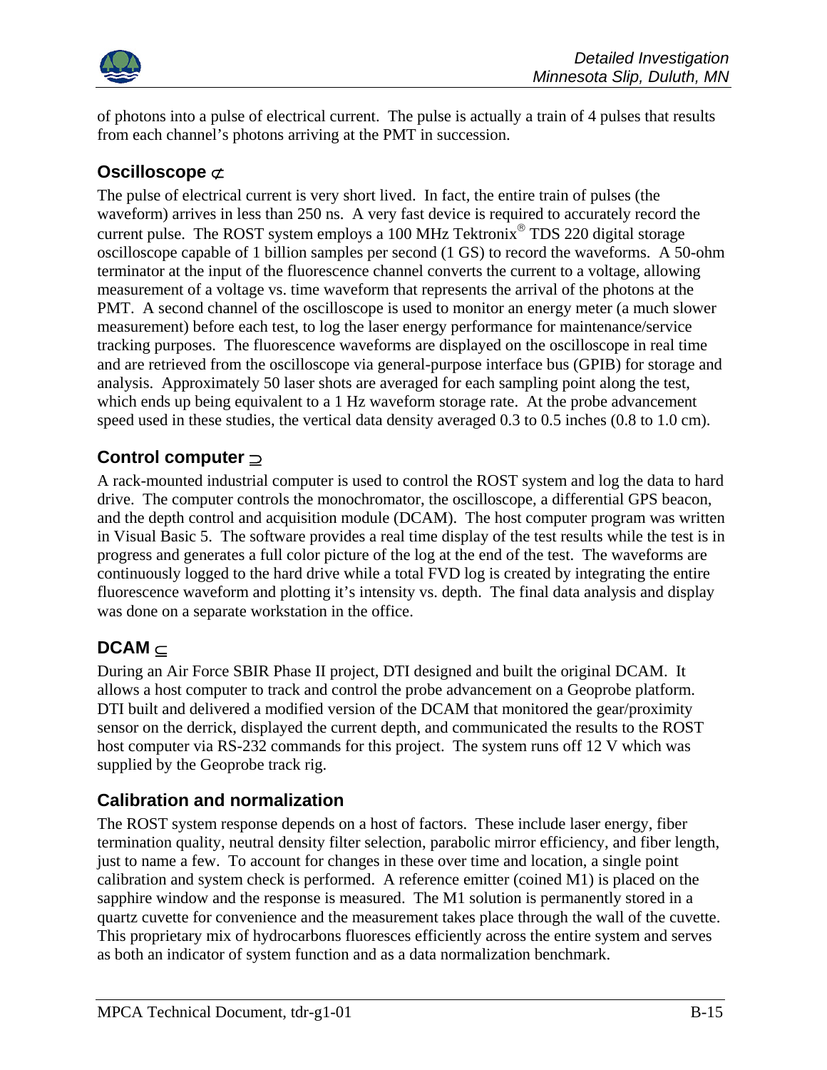of photons into a pulse of electrical current. The pulse is actually a train of 4 pulses that results from each channel's photons arriving at the PMT in succession.

## Oscilloscope ⊄

The pulse of electrical current is very short lived. In fact, the entire train of pulses (the waveform) arrives in less than 250 ns. A very fast device is required to accurately record the current pulse. The ROST system employs a 100 MHz Tektronix® TDS 220 digital storage oscilloscope capable of 1 billion samples per second (1 GS) to record the waveforms. A 50-ohm terminator at the input of the fluorescence channel converts the current to a voltage, allowing measurement of a voltage vs. time waveform that represents the arrival of the photons at the PMT. A second channel of the oscilloscope is used to monitor an energy meter (a much slower measurement) before each test, to log the laser energy performance for maintenance/service tracking purposes. The fluorescence waveforms are displayed on the oscilloscope in real time and are retrieved from the oscilloscope via general-purpose interface bus (GPIB) for storage and analysis. Approximately 50 laser shots are averaged for each sampling point along the test, which ends up being equivalent to a 1 Hz waveform storage rate. At the probe advancement speed used in these studies, the vertical data density averaged 0.3 to 0.5 inches (0.8 to 1.0 cm).

## Control computer ⊇

A rack-mounted industrial computer is used to control the ROST system and log the data to hard drive. The computer controls the monochromator, the oscilloscope, a differential GPS beacon, and the depth control and acquisition module (DCAM). The host computer program was written in Visual Basic 5. The software provides a real time display of the test results while the test is in progress and generates a full color picture of the log at the end of the test. The waveforms are continuously logged to the hard drive while a total FVD log is created by integrating the entire fluorescence waveform and plotting it's intensity vs. depth. The final data analysis and display was done on a separate workstation in the office.

## DCAM ⊆

During an Air Force SBIR Phase II project, DTI designed and built the original DCAM. It allows a host computer to track and control the probe advancement on a Geoprobe platform. DTI built and delivered a modified version of the DCAM that monitored the gear/proximity sensor on the derrick, displayed the current depth, and communicated the results to the ROST host computer via RS-232 commands for this project. The system runs off 12 V which was supplied by the Geoprobe track rig.

## Calibration and normalization

The ROST system response depends on a host of factors. These include laser energy, fiber termination quality, neutral density filter selection, parabolic mirror efficiency, and fiber length, just to name a few. To account for changes in these over time and location, a single point calibration and system check is performed. A reference emitter (coined M1) is placed on the sapphire window and the response is measured. The M1 solution is permanently stored in a quartz cuvette for convenience and the measurement takes place through the wall of the cuvette. This proprietary mix of hydrocarbons fluoresces efficiently across the entire system and serves as both an indicator of system function and as a data normalization benchmark.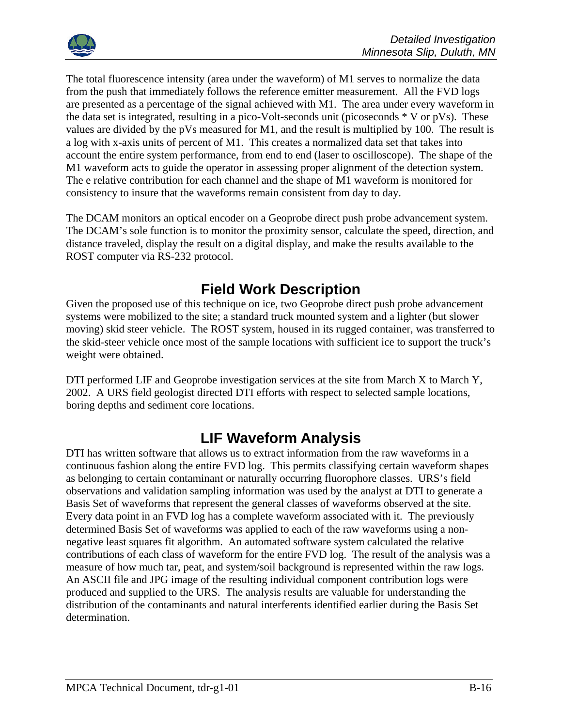The total fluorescence intensity (area under the waveform) of M1 serves to normalize the data from the push that immediately follows the reference emitter measurement. All the FVD logs are presented as a percentage of the signal achieved with M1. The area under every waveform in the data set is integrated, resulting in a pico-Volt-seconds unit (picoseconds * V or pVs). These values are divided by the pVs measured for M1, and the result is multiplied by 100. The result is a log with x-axis units of percent of M1. This creates a normalized data set that takes into account the entire system performance, from end to end (laser to oscilloscope). The shape of the M1 waveform acts to guide the operator in assessing proper alignment of the detection system. The e relative contribution for each channel and the shape of M1 waveform is monitored for consistency to insure that the waveforms remain consistent from day to day.

The DCAM monitors an optical encoder on a Geoprobe direct push probe advancement system. The DCAM's sole function is to monitor the proximity sensor, calculate the speed, direction, and distance traveled, display the result on a digital display, and make the results available to the ROST computer via RS-232 protocol.

## Field Work Description

Given the proposed use of this technique on ice, two Geoprobe direct push probe advancement systems were mobilized to the site; a standard truck mounted system and a lighter (but slower moving) skid steer vehicle. The ROST system, housed in its rugged container, was transferred to the skid-steer vehicle once most of the sample locations with sufficient ice to support the truck's weight were obtained.

DTI performed LIF and Geoprobe investigation services at the site from March X to March Y, 2002. A URS field geologist directed DTI efforts with respect to selected sample locations, boring depths and sediment core locations.

## LIF Waveform Analysis

DTI has written software that allows us to extract information from the raw waveforms in a continuous fashion along the entire FVD log. This permits classifying certain waveform shapes as belonging to certain contaminant or naturally occurring fluorophore classes. URS's field observations and validation sampling information was used by the analyst at DTI to generate a Basis Set of waveforms that represent the general classes of waveforms observed at the site. Every data point in an FVD log has a complete waveform associated with it. The previously determined Basis Set of waveforms was applied to each of the raw waveforms using a non-negative least squares fit algorithm. An automated software system calculated the relative contributions of each class of waveform for the entire FVD log. The result of the analysis was a measure of how much tar, peat, and system/soil background is represented within the raw logs. An ASCII file and JPG image of the resulting individual component contribution logs were produced and supplied to the URS. The analysis results are valuable for understanding the distribution of the contaminants and natural interferents identified earlier during the Basis Set determination.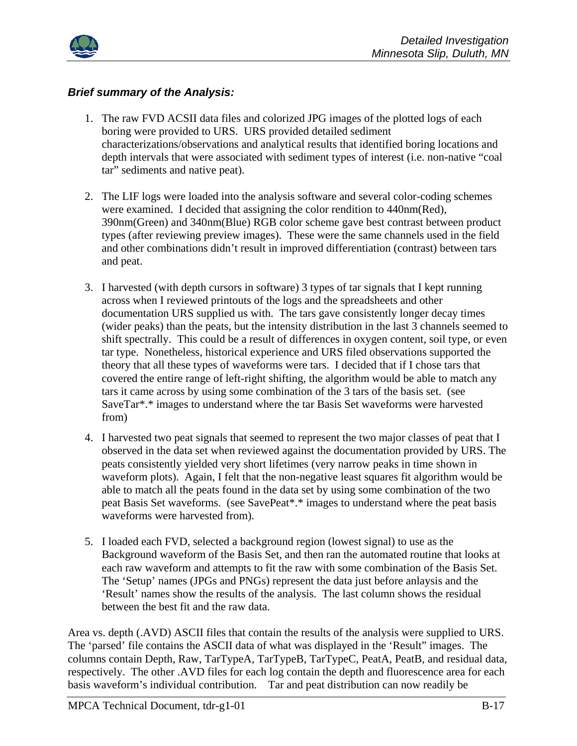***Brief summary of the Analysis:***

1. The raw FVD ACSII data files and colorized JPG images of the plotted logs of each boring were provided to URS. URS provided detailed sediment characterizations/observations and analytical results that identified boring locations and depth intervals that were associated with sediment types of interest (i.e. non-native "coal tar" sediments and native peat).

2. The LIF logs were loaded into the analysis software and several color-coding schemes were examined. I decided that assigning the color rendition to 440nm(Red), 390nm(Green) and 340nm(Blue) RGB color scheme gave best contrast between product types (after reviewing preview images). These were the same channels used in the field and other combinations didn't result in improved differentiation (contrast) between tars and peat.

3. I harvested (with depth cursors in software) 3 types of tar signals that I kept running across when I reviewed printouts of the logs and the spreadsheets and other documentation URS supplied us with. The tars gave consistently longer decay times (wider peaks) than the peats, but the intensity distribution in the last 3 channels seemed to shift spectrally. This could be a result of differences in oxygen content, soil type, or even tar type. Nonetheless, historical experience and URS filed observations supported the theory that all these types of waveforms were tars. I decided that if I chose tars that covered the entire range of left-right shifting, the algorithm would be able to match any tars it came across by using some combination of the 3 tars of the basis set. (see SaveTar*.* images to understand where the tar Basis Set waveforms were harvested from)

4. I harvested two peat signals that seemed to represent the two major classes of peat that I observed in the data set when reviewed against the documentation provided by URS. The peats consistently yielded very short lifetimes (very narrow peaks in time shown in waveform plots). Again, I felt that the non-negative least squares fit algorithm would be able to match all the peats found in the data set by using some combination of the two peat Basis Set waveforms. (see SavePeat*.* images to understand where the peat basis waveforms were harvested from).

5. I loaded each FVD, selected a background region (lowest signal) to use as the Background waveform of the Basis Set, and then ran the automated routine that looks at each raw waveform and attempts to fit the raw with some combination of the Basis Set. The 'Setup' names (JPGs and PNGs) represent the data just before anlaysis and the 'Result' names show the results of the analysis. The last column shows the residual between the best fit and the raw data.

Area vs. depth (.AVD) ASCII files that contain the results of the analysis were supplied to URS. The 'parsed' file contains the ASCII data of what was displayed in the 'Result" images. The columns contain Depth, Raw, TarTypeA, TarTypeB, TarTypeC, PeatA, PeatB, and residual data, respectively. The other .AVD files for each log contain the depth and fluorescence area for each basis waveform's individual contribution. Tar and peat distribution can now readily be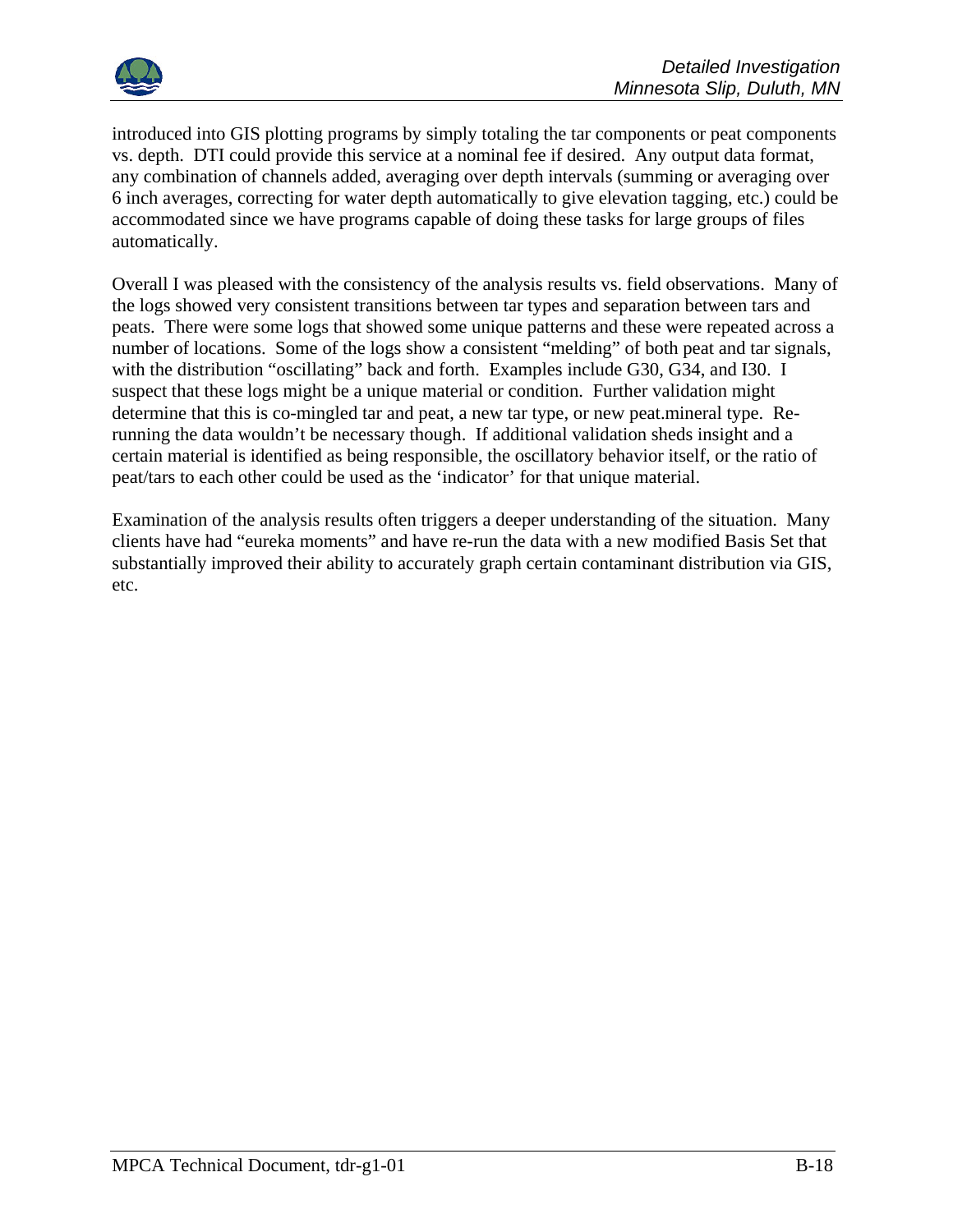introduced into GIS plotting programs by simply totaling the tar components or peat components vs. depth. DTI could provide this service at a nominal fee if desired. Any output data format, any combination of channels added, averaging over depth intervals (summing or averaging over 6 inch averages, correcting for water depth automatically to give elevation tagging, etc.) could be accommodated since we have programs capable of doing these tasks for large groups of files automatically.

Overall I was pleased with the consistency of the analysis results vs. field observations. Many of the logs showed very consistent transitions between tar types and separation between tars and peats. There were some logs that showed some unique patterns and these were repeated across a number of locations. Some of the logs show a consistent "melding" of both peat and tar signals, with the distribution "oscillating" back and forth. Examples include G30, G34, and I30. I suspect that these logs might be a unique material or condition. Further validation might determine that this is co-mingled tar and peat, a new tar type, or new peat.mineral type. Re-running the data wouldn't be necessary though. If additional validation sheds insight and a certain material is identified as being responsible, the oscillatory behavior itself, or the ratio of peat/tars to each other could be used as the 'indicator' for that unique material.

Examination of the analysis results often triggers a deeper understanding of the situation. Many clients have had "eureka moments" and have re-run the data with a new modified Basis Set that substantially improved their ability to accurately graph certain contaminant distribution via GIS, etc.